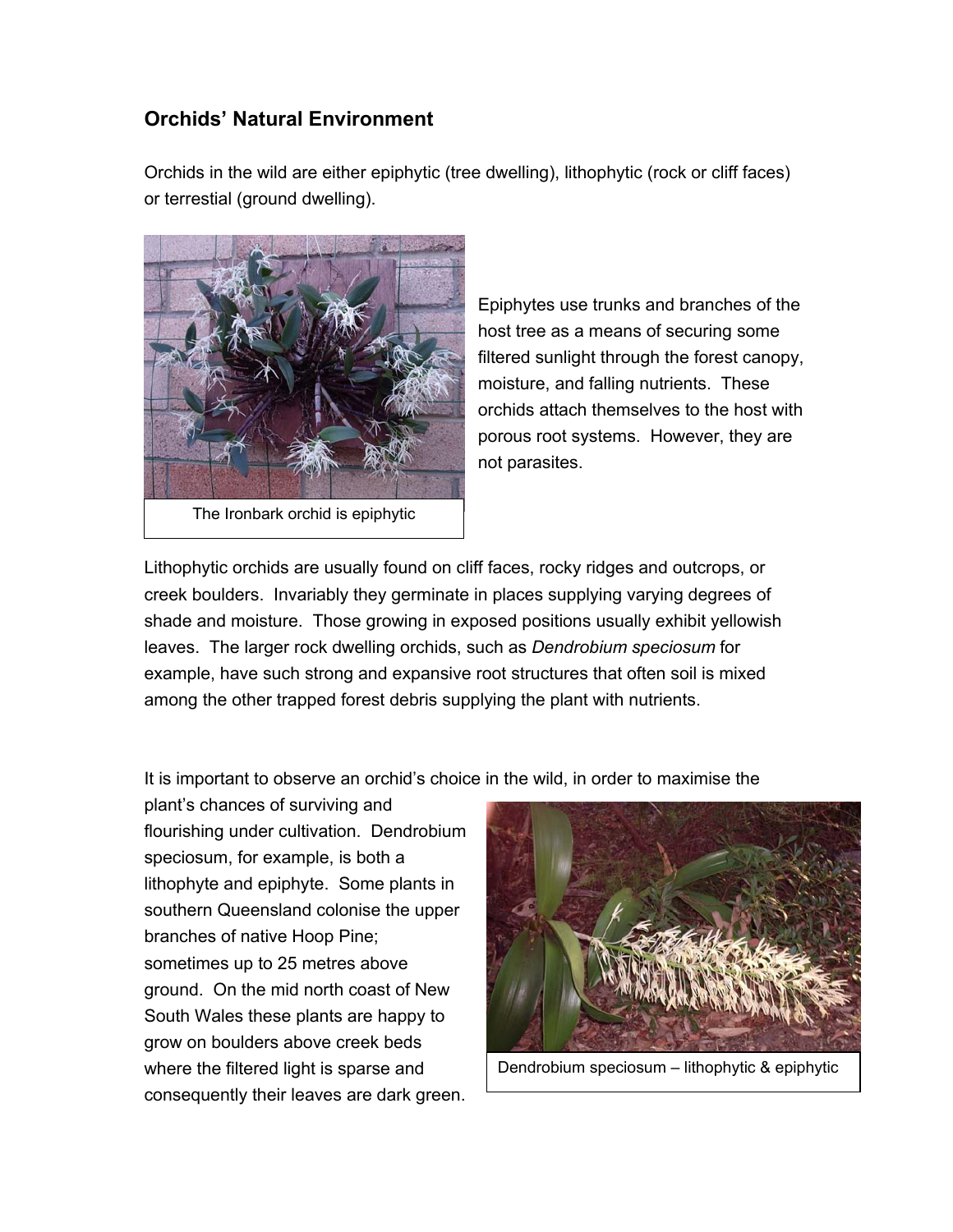## Orchids' Natural Environment

Orchids in the wild are either epiphytic (tree dwelling), lithophytic (rock or cliff faces) or terrestial (ground dwelling).

The Ironbark orchid is epiphytic

Epiphytes use trunks and branches of the host tree as a means of securing some filtered sunlight through the forest canopy, moisture, and falling nutrients. These orchids attach themselves to the host with porous root systems. However, they are not parasites.

Lithophytic orchids are usually found on cliff faces, rocky ridges and outcrops, or creek boulders. Invariably they germinate in places supplying varying degrees of shade and moisture. Those growing in exposed positions usually exhibit yellowish leaves. The larger rock dwelling orchids, such as *Dendrobium speciosum* for example, have such strong and expansive root structures that often soil is mixed among the other trapped forest debris supplying the plant with nutrients.

It is important to observe an orchid's choice in the wild, in order to maximise the plant's chances of surviving and flourishing under cultivation. Dendrobium speciosum, for example, is both a lithophyte and epiphyte. Some plants in southern Queensland colonise the upper branches of native Hoop Pine; sometimes up to 25 metres above ground. On the mid north coast of New South Wales these plants are happy to grow on boulders above creek beds where the filtered light is sparse and consequently their leaves are dark green.

Dendrobium speciosum – lithophytic & epiphytic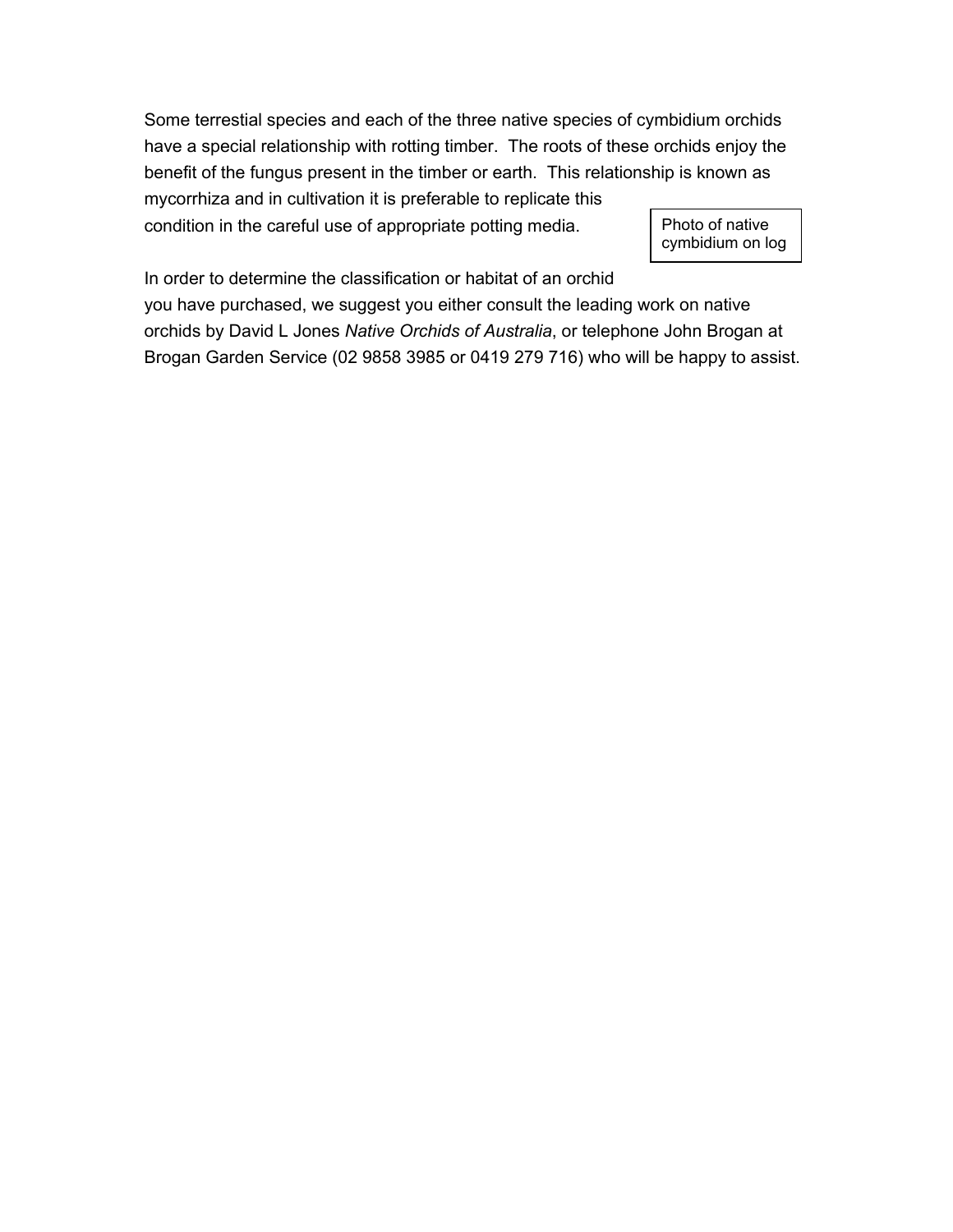Some terrestial species and each of the three native species of cymbidium orchids have a special relationship with rotting timber. The roots of these orchids enjoy the benefit of the fungus present in the timber or earth. This relationship is known as mycorrhiza and in cultivation it is preferable to replicate this condition in the careful use of appropriate potting media.

Photo of native cymbidium on log

In order to determine the classification or habitat of an orchid you have purchased, we suggest you either consult the leading work on native orchids by David L Jones *Native Orchids of Australia*, or telephone John Brogan at Brogan Garden Service (02 9858 3985 or 0419 279 716) who will be happy to assist.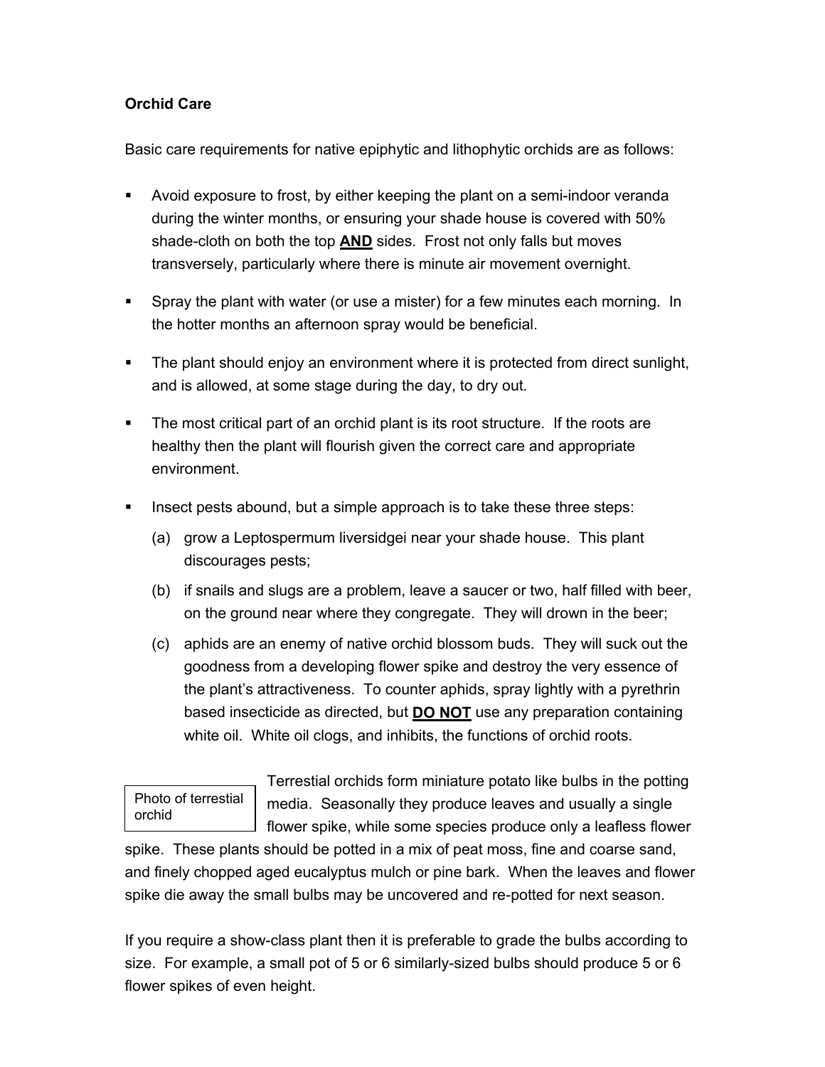**Orchid Care**

Basic care requirements for native epiphytic and lithophytic orchids are as follows:

- Avoid exposure to frost, by either keeping the plant on a semi-indoor veranda during the winter months, or ensuring your shade house is covered with 50% shade-cloth on both the top **AND** sides. Frost not only falls but moves transversely, particularly where there is minute air movement overnight.

- Spray the plant with water (or use a mister) for a few minutes each morning. In the hotter months an afternoon spray would be beneficial.

- The plant should enjoy an environment where it is protected from direct sunlight, and is allowed, at some stage during the day, to dry out.

- The most critical part of an orchid plant is its root structure. If the roots are healthy then the plant will flourish given the correct care and appropriate environment.

- Insect pests abound, but a simple approach is to take these three steps:
  - (a) grow a Leptospermum liversidgei near your shade house. This plant discourages pests;
  - (b) if snails and slugs are a problem, leave a saucer or two, half filled with beer, on the ground near where they congregate. They will drown in the beer;
  - (c) aphids are an enemy of native orchid blossom buds. They will suck out the goodness from a developing flower spike and destroy the very essence of the plant's attractiveness. To counter aphids, spray lightly with a pyrethrin based insecticide as directed, but **DO NOT** use any preparation containing white oil. White oil clogs, and inhibits, the functions of orchid roots.

Photo of terrestial orchid

Terrestial orchids form miniature potato like bulbs in the potting media. Seasonally they produce leaves and usually a single flower spike, while some species produce only a leafless flower spike. These plants should be potted in a mix of peat moss, fine and coarse sand, and finely chopped aged eucalyptus mulch or pine bark. When the leaves and flower spike die away the small bulbs may be uncovered and re-potted for next season.

If you require a show-class plant then it is preferable to grade the bulbs according to size. For example, a small pot of 5 or 6 similarly-sized bulbs should produce 5 or 6 flower spikes of even height.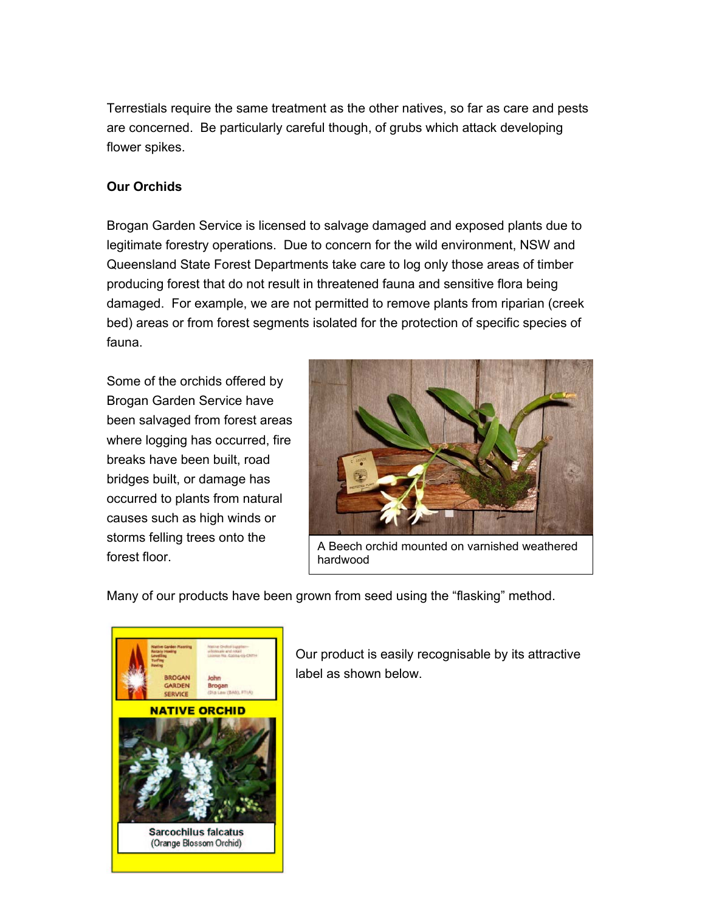Terrestials require the same treatment as the other natives, so far as care and pests are concerned. Be particularly careful though, of grubs which attack developing flower spikes.

**Our Orchids**

Brogan Garden Service is licensed to salvage damaged and exposed plants due to legitimate forestry operations. Due to concern for the wild environment, NSW and Queensland State Forest Departments take care to log only those areas of timber producing forest that do not result in threatened fauna and sensitive flora being damaged. For example, we are not permitted to remove plants from riparian (creek bed) areas or from forest segments isolated for the protection of specific species of fauna.

Some of the orchids offered by Brogan Garden Service have been salvaged from forest areas where logging has occurred, fire breaks have been built, road bridges built, or damage has occurred to plants from natural causes such as high winds or storms felling trees onto the forest floor.

A Beech orchid mounted on varnished weathered hardwood

Many of our products have been grown from seed using the "flasking" method.

Our product is easily recognisable by its attractive label as shown below.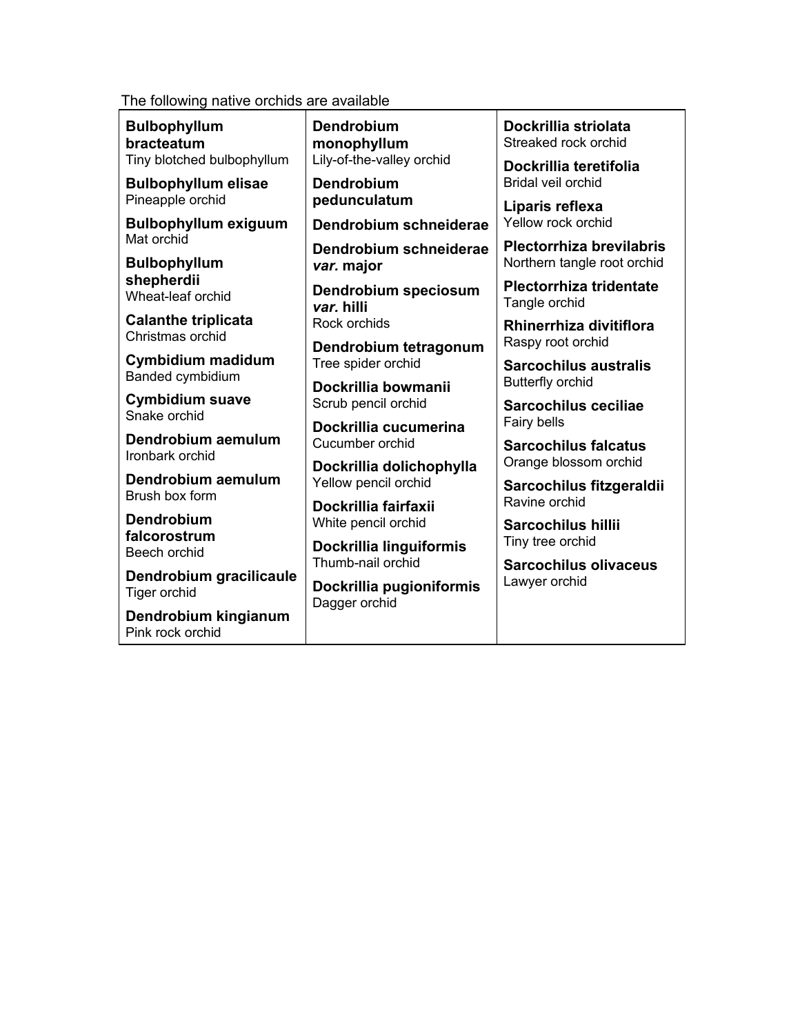The following native orchids are available

**Bulbophyllum bracteatum**
Tiny blotched bulbophyllum

**Bulbophyllum elisae**
Pineapple orchid

**Bulbophyllum exiguum**
Mat orchid

**Bulbophyllum shepherdii**
Wheat-leaf orchid

**Calanthe triplicata**
Christmas orchid

**Cymbidium madidum**
Banded cymbidium

**Cymbidium suave**
Snake orchid

**Dendrobium aemulum**
Ironbark orchid

**Dendrobium aemulum**
Brush box form

**Dendrobium falcorostrum**
Beech orchid

**Dendrobium gracilicaule**
Tiger orchid

**Dendrobium kingianum**
Pink rock orchid

**Dendrobium monophyllum**
Lily-of-the-valley orchid

**Dendrobium pedunculatum**

**Dendrobium schneiderae**

**Dendrobium schneiderae *var.* major**

**Dendrobium speciosum *var.* hilli**
Rock orchids

**Dendrobium tetragonum**
Tree spider orchid

**Dockrillia bowmanii**
Scrub pencil orchid

**Dockrillia cucumerina**
Cucumber orchid

**Dockrillia dolichophylla**
Yellow pencil orchid

**Dockrillia fairfaxii**
White pencil orchid

**Dockrillia linguiformis**
Thumb-nail orchid

**Dockrillia pugioniformis**
Dagger orchid

**Dockrillia striolata**
Streaked rock orchid

**Dockrillia teretifolia**
Bridal veil orchid

**Liparis reflexa**
Yellow rock orchid

**Plectorrhiza brevilabris**
Northern tangle root orchid

**Plectorrhiza tridentate**
Tangle orchid

**Rhinerrhiza divitiflora**
Raspy root orchid

**Sarcochilus australis**
Butterfly orchid

**Sarcochilus ceciliae**
Fairy bells

**Sarcochilus falcatus**
Orange blossom orchid

**Sarcochilus fitzgeraldii**
Ravine orchid

**Sarcochilus hillii**
Tiny tree orchid

**Sarcochilus olivaceus**
Lawyer orchid